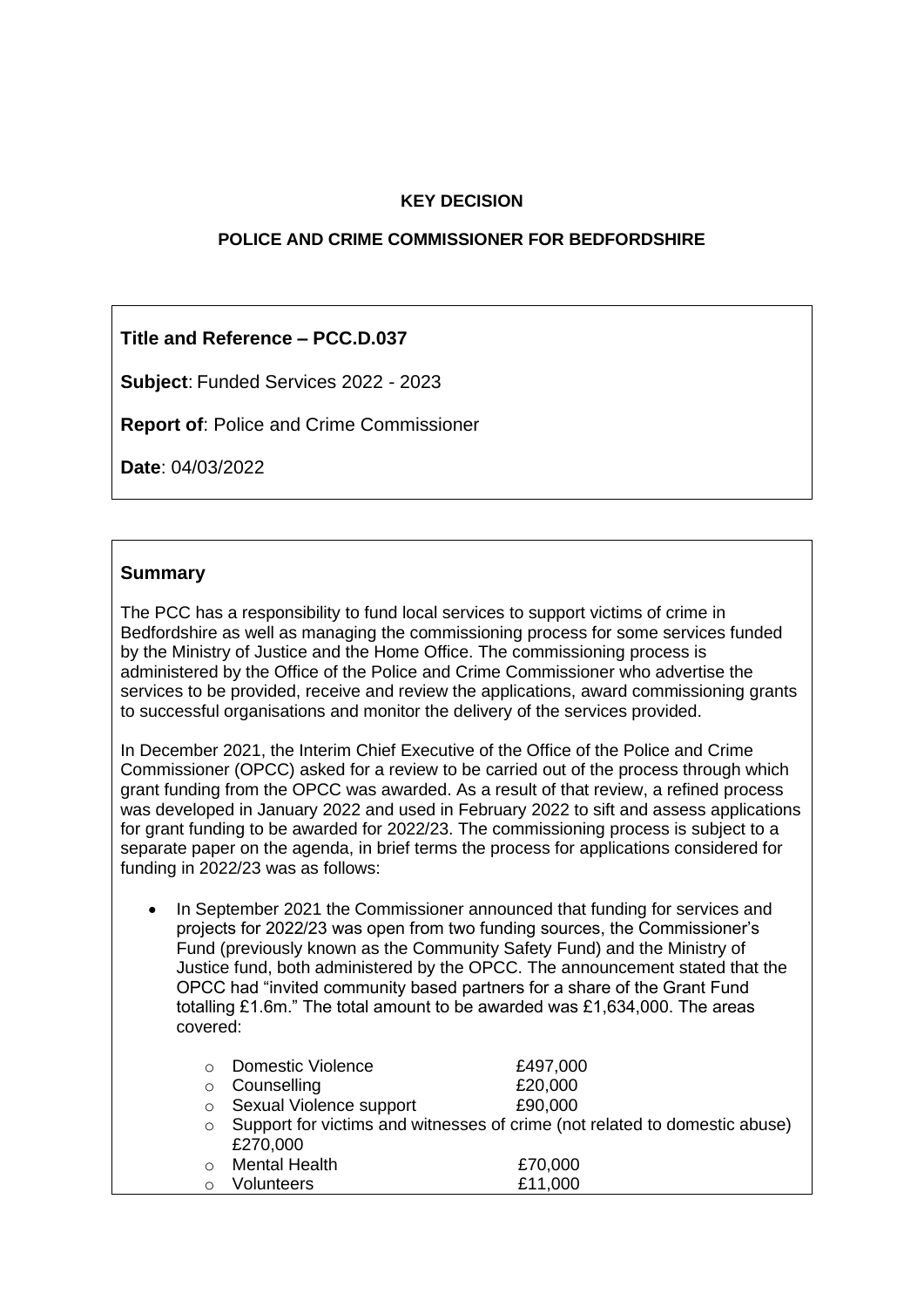**KEY DECISION**

**POLICE AND CRIME COMMISSIONER FOR BEDFORDSHIRE**

**Title and Reference – PCC.D.037**

**Subject**: Funded Services 2022 - 2023

**Report of**: Police and Crime Commissioner

**Date**: 04/03/2022

## Summary

The PCC has a responsibility to fund local services to support victims of crime in Bedfordshire as well as managing the commissioning process for some services funded by the Ministry of Justice and the Home Office. The commissioning process is administered by the Office of the Police and Crime Commissioner who advertise the services to be provided, receive and review the applications, award commissioning grants to successful organisations and monitor the delivery of the services provided.

In December 2021, the Interim Chief Executive of the Office of the Police and Crime Commissioner (OPCC) asked for a review to be carried out of the process through which grant funding from the OPCC was awarded. As a result of that review, a refined process was developed in January 2022 and used in February 2022 to sift and assess applications for grant funding to be awarded for 2022/23. The commissioning process is subject to a separate paper on the agenda, in brief terms the process for applications considered for funding in 2022/23 was as follows:

- In September 2021 the Commissioner announced that funding for services and projects for 2022/23 was open from two funding sources, the Commissioner's Fund (previously known as the Community Safety Fund) and the Ministry of Justice fund, both administered by the OPCC. The announcement stated that the OPCC had "invited community based partners for a share of the Grant Fund totalling £1.6m." The total amount to be awarded was £1,634,000. The areas covered:
  - Domestic Violence £497,000
  - Counselling £20,000
  - Sexual Violence support £90,000
  - Support for victims and witnesses of crime (not related to domestic abuse) £270,000
  - Mental Health £70,000
  - Volunteers £11,000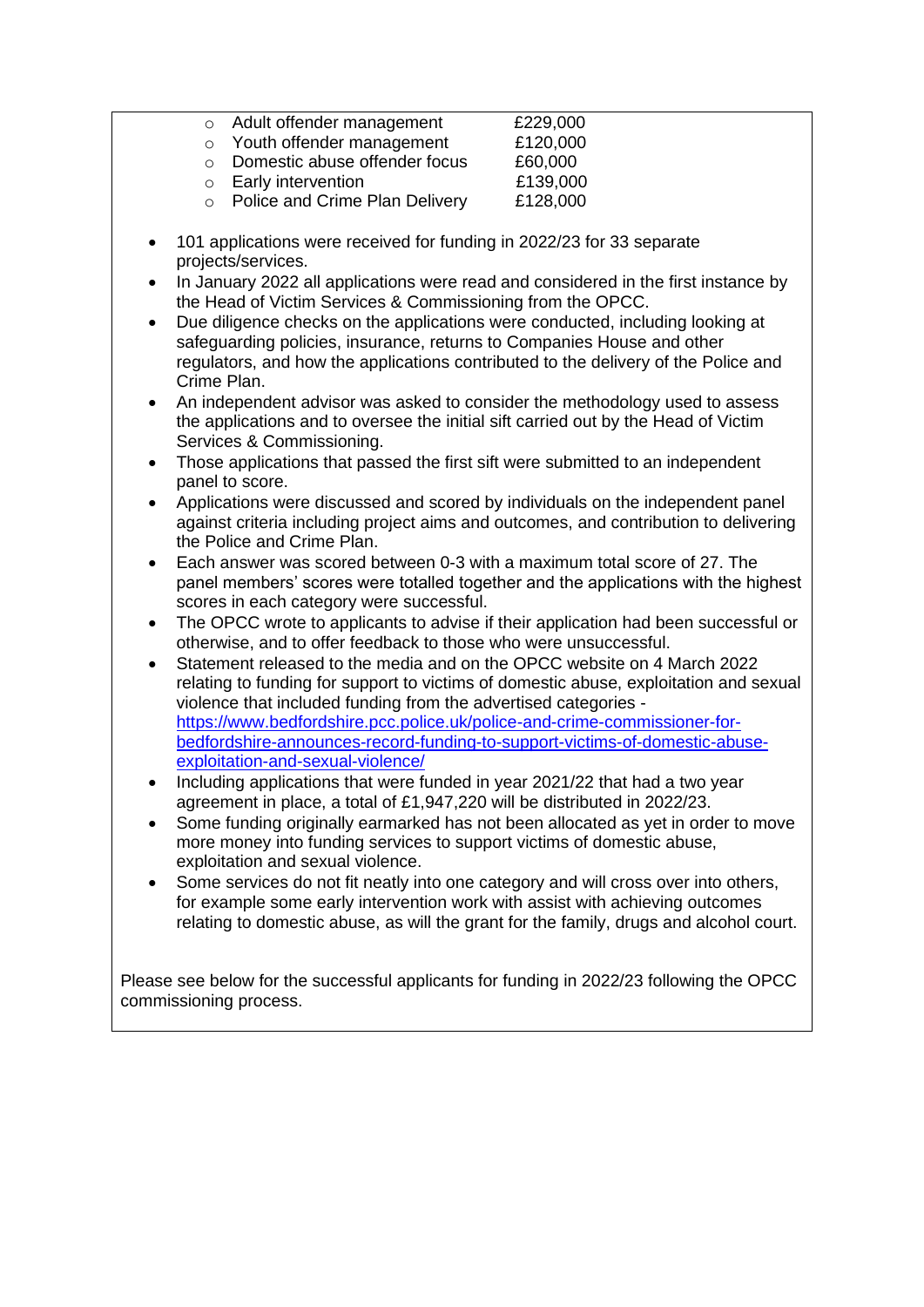- Adult offender management £229,000
- Youth offender management £120,000
- Domestic abuse offender focus £60,000
- Early intervention £139,000
- Police and Crime Plan Delivery £128,000

- 101 applications were received for funding in 2022/23 for 33 separate projects/services.
- In January 2022 all applications were read and considered in the first instance by the Head of Victim Services & Commissioning from the OPCC.
- Due diligence checks on the applications were conducted, including looking at safeguarding policies, insurance, returns to Companies House and other regulators, and how the applications contributed to the delivery of the Police and Crime Plan.
- An independent advisor was asked to consider the methodology used to assess the applications and to oversee the initial sift carried out by the Head of Victim Services & Commissioning.
- Those applications that passed the first sift were submitted to an independent panel to score.
- Applications were discussed and scored by individuals on the independent panel against criteria including project aims and outcomes, and contribution to delivering the Police and Crime Plan.
- Each answer was scored between 0-3 with a maximum total score of 27. The panel members' scores were totalled together and the applications with the highest scores in each category were successful.
- The OPCC wrote to applicants to advise if their application had been successful or otherwise, and to offer feedback to those who were unsuccessful.
- Statement released to the media and on the OPCC website on 4 March 2022 relating to funding for support to victims of domestic abuse, exploitation and sexual violence that included funding from the advertised categories - https://www.bedfordshire.pcc.police.uk/police-and-crime-commissioner-for-bedfordshire-announces-record-funding-to-support-victims-of-domestic-abuse-exploitation-and-sexual-violence/
- Including applications that were funded in year 2021/22 that had a two year agreement in place, a total of £1,947,220 will be distributed in 2022/23.
- Some funding originally earmarked has not been allocated as yet in order to move more money into funding services to support victims of domestic abuse, exploitation and sexual violence.
- Some services do not fit neatly into one category and will cross over into others, for example some early intervention work with assist with achieving outcomes relating to domestic abuse, as will the grant for the family, drugs and alcohol court.

Please see below for the successful applicants for funding in 2022/23 following the OPCC commissioning process.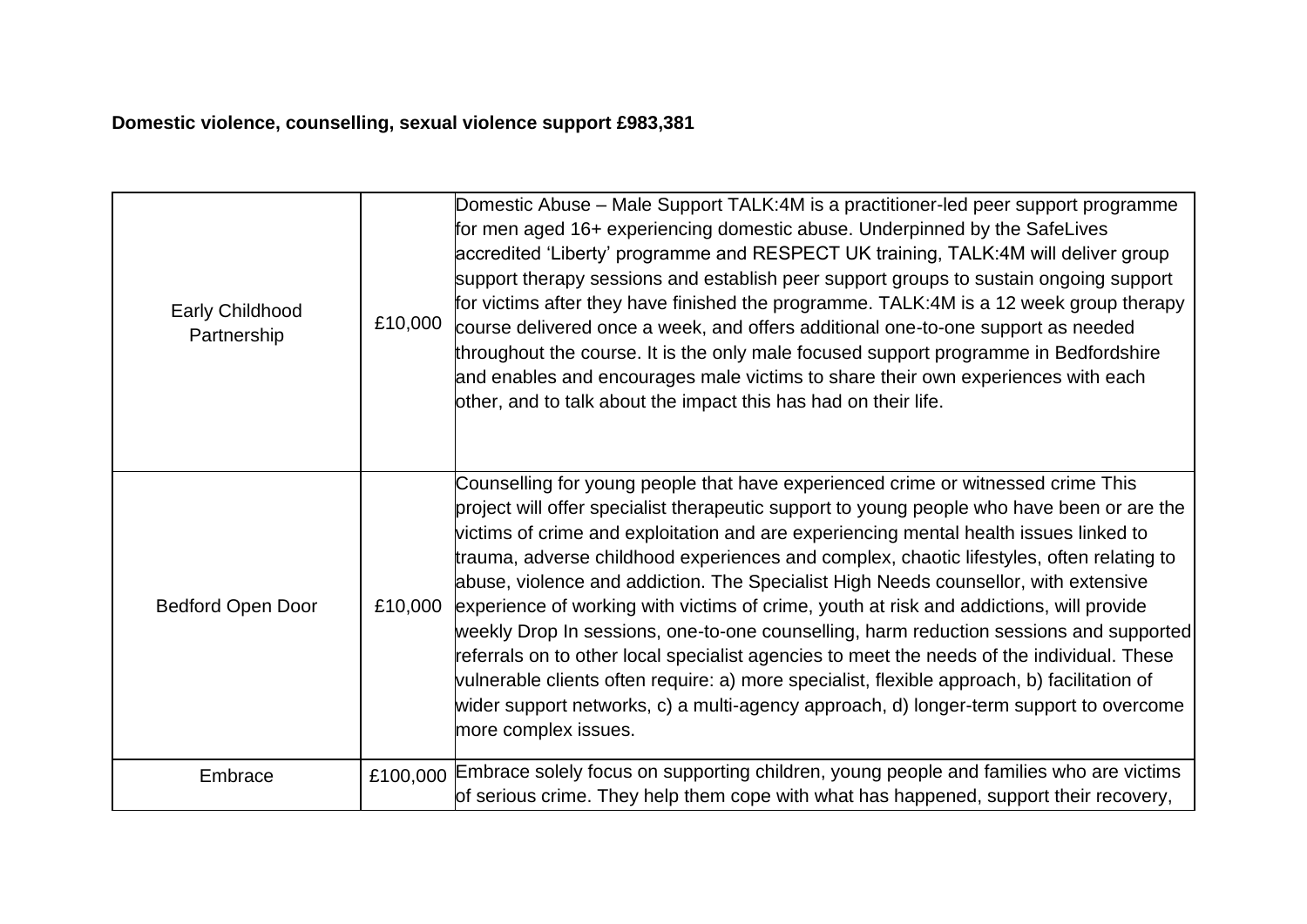**Domestic violence, counselling, sexual violence support £983,381**

| | | |
|---|---|---|
| Early Childhood Partnership | £10,000 | Domestic Abuse – Male Support TALK:4M is a practitioner-led peer support programme for men aged 16+ experiencing domestic abuse. Underpinned by the SafeLives accredited 'Liberty' programme and RESPECT UK training, TALK:4M will deliver group support therapy sessions and establish peer support groups to sustain ongoing support for victims after they have finished the programme. TALK:4M is a 12 week group therapy course delivered once a week, and offers additional one-to-one support as needed throughout the course. It is the only male focused support programme in Bedfordshire and enables and encourages male victims to share their own experiences with each other, and to talk about the impact this has had on their life. |
| Bedford Open Door | £10,000 | Counselling for young people that have experienced crime or witnessed crime This project will offer specialist therapeutic support to young people who have been or are the victims of crime and exploitation and are experiencing mental health issues linked to trauma, adverse childhood experiences and complex, chaotic lifestyles, often relating to abuse, violence and addiction. The Specialist High Needs counsellor, with extensive experience of working with victims of crime, youth at risk and addictions, will provide weekly Drop In sessions, one-to-one counselling, harm reduction sessions and supported referrals on to other local specialist agencies to meet the needs of the individual. These vulnerable clients often require: a) more specialist, flexible approach, b) facilitation of wider support networks, c) a multi-agency approach, d) longer-term support to overcome more complex issues. |
| Embrace | £100,000 | Embrace solely focus on supporting children, young people and families who are victims of serious crime. They help them cope with what has happened, support their recovery, |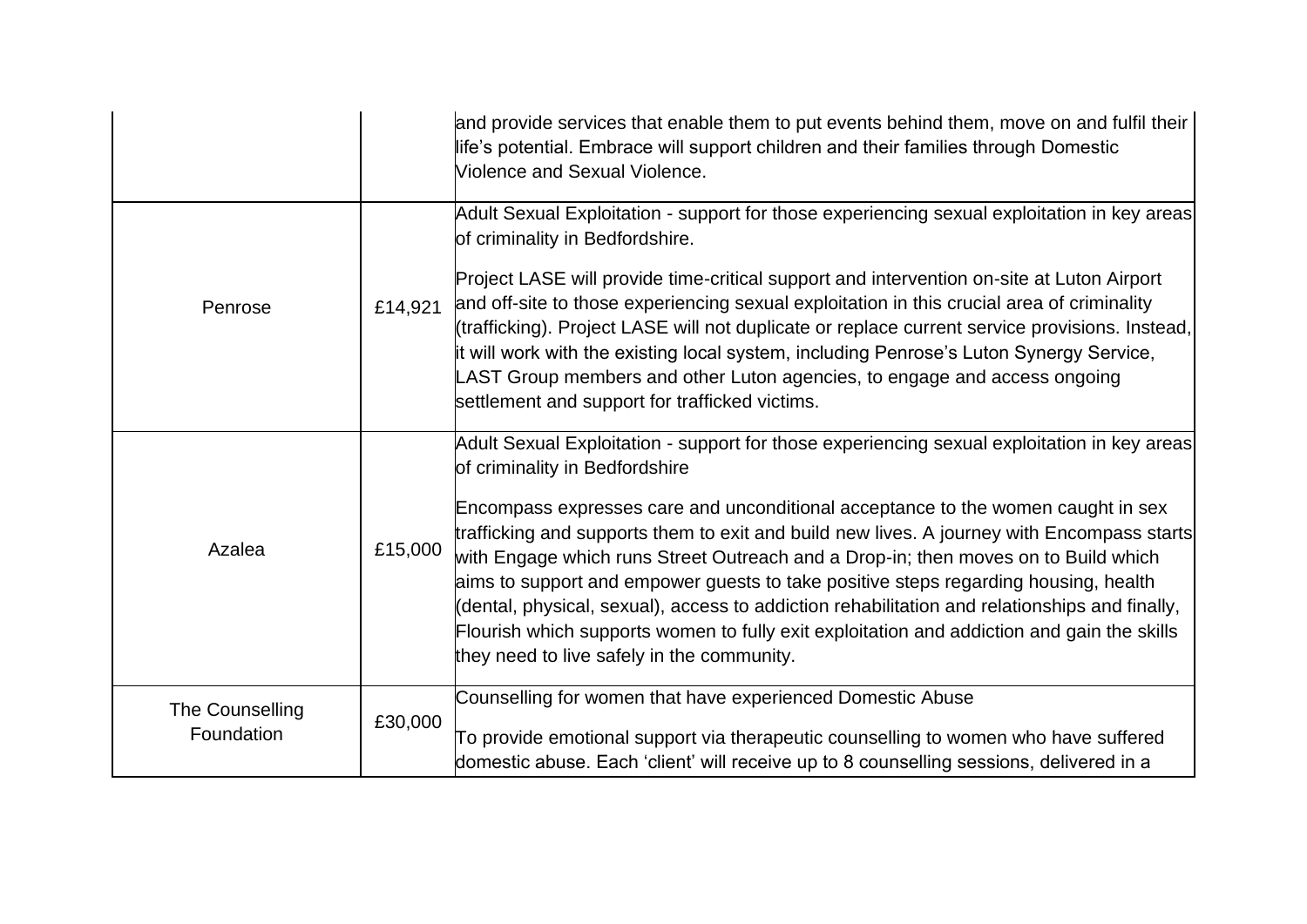| | | |
|---|---|---|
| | | and provide services that enable them to put events behind them, move on and fulfil their life's potential. Embrace will support children and their families through Domestic Violence and Sexual Violence. |
| Penrose | £14,921 | Adult Sexual Exploitation - support for those experiencing sexual exploitation in key areas of criminality in Bedfordshire.<br><br>Project LASE will provide time-critical support and intervention on-site at Luton Airport and off-site to those experiencing sexual exploitation in this crucial area of criminality (trafficking). Project LASE will not duplicate or replace current service provisions. Instead, it will work with the existing local system, including Penrose's Luton Synergy Service, LAST Group members and other Luton agencies, to engage and access ongoing settlement and support for trafficked victims. |
| Azalea | £15,000 | Adult Sexual Exploitation - support for those experiencing sexual exploitation in key areas of criminality in Bedfordshire<br><br>Encompass expresses care and unconditional acceptance to the women caught in sex trafficking and supports them to exit and build new lives. A journey with Encompass starts with Engage which runs Street Outreach and a Drop-in; then moves on to Build which aims to support and empower guests to take positive steps regarding housing, health (dental, physical, sexual), access to addiction rehabilitation and relationships and finally, Flourish which supports women to fully exit exploitation and addiction and gain the skills they need to live safely in the community. |
| The Counselling Foundation | £30,000 | Counselling for women that have experienced Domestic Abuse<br><br>To provide emotional support via therapeutic counselling to women who have suffered domestic abuse. Each 'client' will receive up to 8 counselling sessions, delivered in a |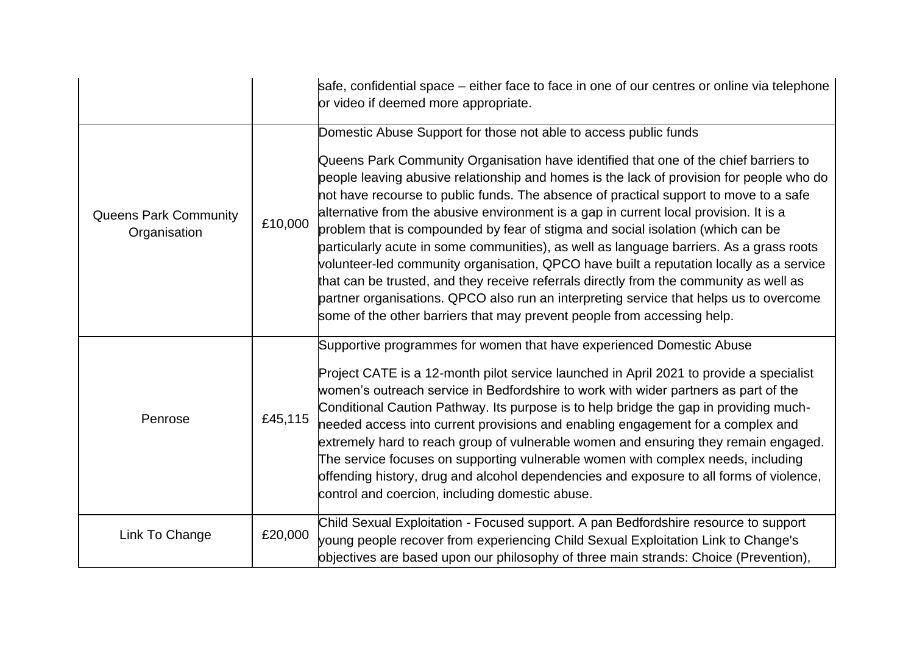| | | |
|---|---|---|
| | | safe, confidential space – either face to face in one of our centres or online via telephone or video if deemed more appropriate. |
| Queens Park Community Organisation | £10,000 | Domestic Abuse Support for those not able to access public funds<br><br>Queens Park Community Organisation have identified that one of the chief barriers to people leaving abusive relationship and homes is the lack of provision for people who do not have recourse to public funds. The absence of practical support to move to a safe alternative from the abusive environment is a gap in current local provision. It is a problem that is compounded by fear of stigma and social isolation (which can be particularly acute in some communities), as well as language barriers. As a grass roots volunteer-led community organisation, QPCO have built a reputation locally as a service that can be trusted, and they receive referrals directly from the community as well as partner organisations. QPCO also run an interpreting service that helps us to overcome some of the other barriers that may prevent people from accessing help. |
| Penrose | £45,115 | Supportive programmes for women that have experienced Domestic Abuse<br><br>Project CATE is a 12-month pilot service launched in April 2021 to provide a specialist women's outreach service in Bedfordshire to work with wider partners as part of the Conditional Caution Pathway. Its purpose is to help bridge the gap in providing much-needed access into current provisions and enabling engagement for a complex and extremely hard to reach group of vulnerable women and ensuring they remain engaged. The service focuses on supporting vulnerable women with complex needs, including offending history, drug and alcohol dependencies and exposure to all forms of violence, control and coercion, including domestic abuse. |
| Link To Change | £20,000 | Child Sexual Exploitation - Focused support. A pan Bedfordshire resource to support young people recover from experiencing Child Sexual Exploitation Link to Change's objectives are based upon our philosophy of three main strands: Choice (Prevention), |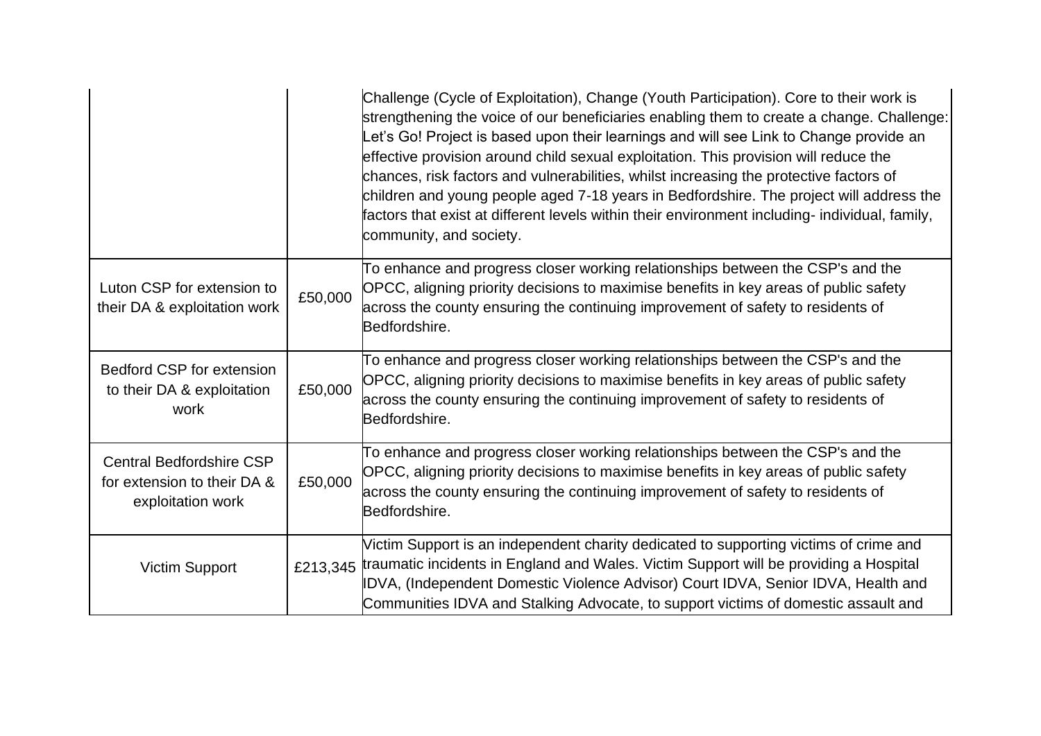| | | |
|---|---|---|
| | | Challenge (Cycle of Exploitation), Change (Youth Participation). Core to their work is strengthening the voice of our beneficiaries enabling them to create a change. Challenge: Let's Go! Project is based upon their learnings and will see Link to Change provide an effective provision around child sexual exploitation. This provision will reduce the chances, risk factors and vulnerabilities, whilst increasing the protective factors of children and young people aged 7-18 years in Bedfordshire. The project will address the factors that exist at different levels within their environment including- individual, family, community, and society. |
| Luton CSP for extension to their DA & exploitation work | £50,000 | To enhance and progress closer working relationships between the CSP's and the OPCC, aligning priority decisions to maximise benefits in key areas of public safety across the county ensuring the continuing improvement of safety to residents of Bedfordshire. |
| Bedford CSP for extension to their DA & exploitation work | £50,000 | To enhance and progress closer working relationships between the CSP's and the OPCC, aligning priority decisions to maximise benefits in key areas of public safety across the county ensuring the continuing improvement of safety to residents of Bedfordshire. |
| Central Bedfordshire CSP for extension to their DA & exploitation work | £50,000 | To enhance and progress closer working relationships between the CSP's and the OPCC, aligning priority decisions to maximise benefits in key areas of public safety across the county ensuring the continuing improvement of safety to residents of Bedfordshire. |
| Victim Support | £213,345 | Victim Support is an independent charity dedicated to supporting victims of crime and traumatic incidents in England and Wales. Victim Support will be providing a Hospital IDVA, (Independent Domestic Violence Advisor) Court IDVA, Senior IDVA, Health and Communities IDVA and Stalking Advocate, to support victims of domestic assault and |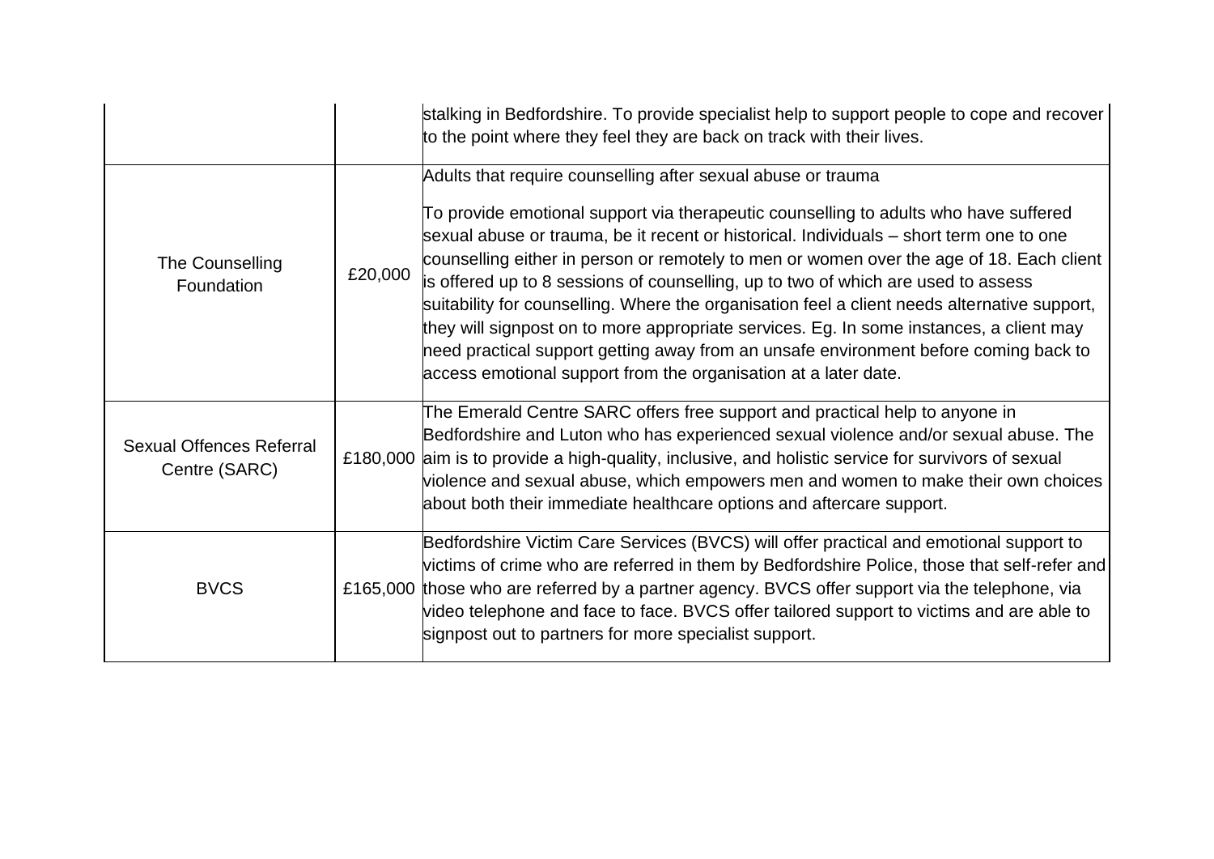| | | |
|---|---|---|
| | | stalking in Bedfordshire. To provide specialist help to support people to cope and recover to the point where they feel they are back on track with their lives. |
| The Counselling Foundation | £20,000 | Adults that require counselling after sexual abuse or trauma<br><br>To provide emotional support via therapeutic counselling to adults who have suffered sexual abuse or trauma, be it recent or historical. Individuals – short term one to one counselling either in person or remotely to men or women over the age of 18. Each client is offered up to 8 sessions of counselling, up to two of which are used to assess suitability for counselling. Where the organisation feel a client needs alternative support, they will signpost on to more appropriate services. Eg. In some instances, a client may need practical support getting away from an unsafe environment before coming back to access emotional support from the organisation at a later date. |
| Sexual Offences Referral Centre (SARC) | £180,000 | The Emerald Centre SARC offers free support and practical help to anyone in Bedfordshire and Luton who has experienced sexual violence and/or sexual abuse. The aim is to provide a high-quality, inclusive, and holistic service for survivors of sexual violence and sexual abuse, which empowers men and women to make their own choices about both their immediate healthcare options and aftercare support. |
| BVCS | £165,000 | Bedfordshire Victim Care Services (BVCS) will offer practical and emotional support to victims of crime who are referred in them by Bedfordshire Police, those that self-refer and those who are referred by a partner agency. BVCS offer support via the telephone, via video telephone and face to face. BVCS offer tailored support to victims and are able to signpost out to partners for more specialist support. |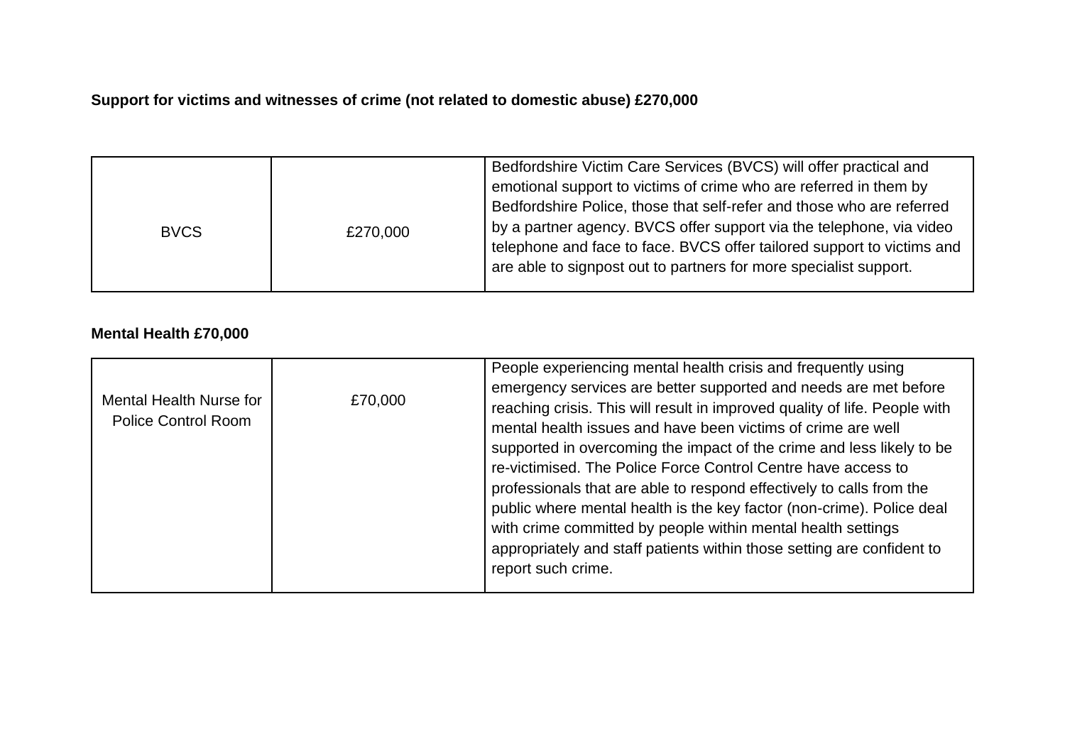**Support for victims and witnesses of crime (not related to domestic abuse) £270,000**

| | | |
|---|---|---|
| BVCS | £270,000 | Bedfordshire Victim Care Services (BVCS) will offer practical and emotional support to victims of crime who are referred in them by Bedfordshire Police, those that self-refer and those who are referred by a partner agency. BVCS offer support via the telephone, via video telephone and face to face. BVCS offer tailored support to victims and are able to signpost out to partners for more specialist support. |

**Mental Health £70,000**

| | | |
|---|---|---|
| Mental Health Nurse for Police Control Room | £70,000 | People experiencing mental health crisis and frequently using emergency services are better supported and needs are met before reaching crisis. This will result in improved quality of life. People with mental health issues and have been victims of crime are well supported in overcoming the impact of the crime and less likely to be re-victimised. The Police Force Control Centre have access to professionals that are able to respond effectively to calls from the public where mental health is the key factor (non-crime). Police deal with crime committed by people within mental health settings appropriately and staff patients within those setting are confident to report such crime. |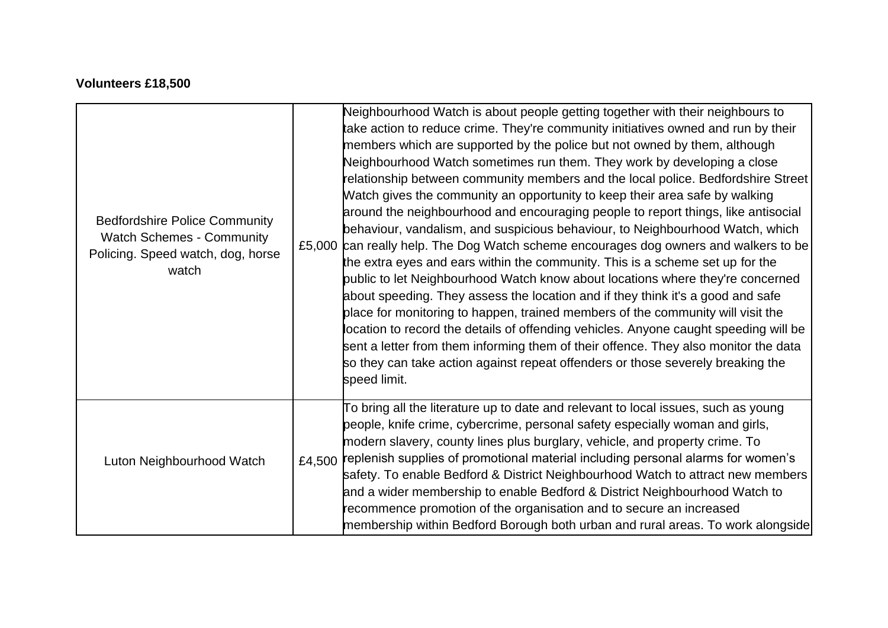**Volunteers £18,500**

| | | |
|---|---|---|
| Bedfordshire Police Community Watch Schemes - Community Policing. Speed watch, dog, horse watch | £5,000 | Neighbourhood Watch is about people getting together with their neighbours to take action to reduce crime. They're community initiatives owned and run by their members which are supported by the police but not owned by them, although Neighbourhood Watch sometimes run them. They work by developing a close relationship between community members and the local police. Bedfordshire Street Watch gives the community an opportunity to keep their area safe by walking around the neighbourhood and encouraging people to report things, like antisocial behaviour, vandalism, and suspicious behaviour, to Neighbourhood Watch, which can really help. The Dog Watch scheme encourages dog owners and walkers to be the extra eyes and ears within the community. This is a scheme set up for the public to let Neighbourhood Watch know about locations where they're concerned about speeding. They assess the location and if they think it's a good and safe place for monitoring to happen, trained members of the community will visit the location to record the details of offending vehicles. Anyone caught speeding will be sent a letter from them informing them of their offence. They also monitor the data so they can take action against repeat offenders or those severely breaking the speed limit. |
| Luton Neighbourhood Watch | £4,500 | To bring all the literature up to date and relevant to local issues, such as young people, knife crime, cybercrime, personal safety especially woman and girls, modern slavery, county lines plus burglary, vehicle, and property crime. To replenish supplies of promotional material including personal alarms for women's safety. To enable Bedford & District Neighbourhood Watch to attract new members and a wider membership to enable Bedford & District Neighbourhood Watch to recommence promotion of the organisation and to secure an increased membership within Bedford Borough both urban and rural areas. To work alongside |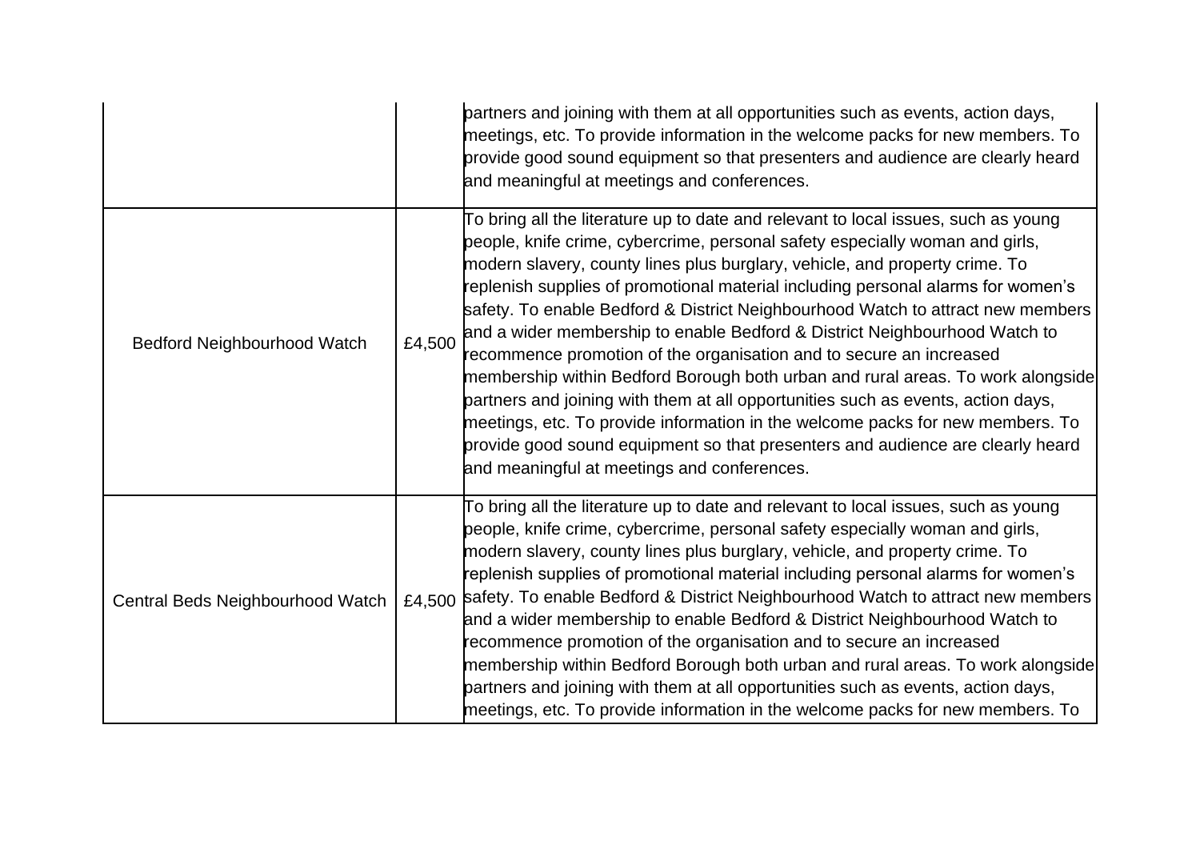| | | |
|---|---|---|
| | | partners and joining with them at all opportunities such as events, action days, meetings, etc. To provide information in the welcome packs for new members. To provide good sound equipment so that presenters and audience are clearly heard and meaningful at meetings and conferences. |
| Bedford Neighbourhood Watch | £4,500 | To bring all the literature up to date and relevant to local issues, such as young people, knife crime, cybercrime, personal safety especially woman and girls, modern slavery, county lines plus burglary, vehicle, and property crime. To replenish supplies of promotional material including personal alarms for women's safety. To enable Bedford & District Neighbourhood Watch to attract new members and a wider membership to enable Bedford & District Neighbourhood Watch to recommence promotion of the organisation and to secure an increased membership within Bedford Borough both urban and rural areas. To work alongside partners and joining with them at all opportunities such as events, action days, meetings, etc. To provide information in the welcome packs for new members. To provide good sound equipment so that presenters and audience are clearly heard and meaningful at meetings and conferences. |
| Central Beds Neighbourhood Watch | £4,500 | To bring all the literature up to date and relevant to local issues, such as young people, knife crime, cybercrime, personal safety especially woman and girls, modern slavery, county lines plus burglary, vehicle, and property crime. To replenish supplies of promotional material including personal alarms for women's safety. To enable Bedford & District Neighbourhood Watch to attract new members and a wider membership to enable Bedford & District Neighbourhood Watch to recommence promotion of the organisation and to secure an increased membership within Bedford Borough both urban and rural areas. To work alongside partners and joining with them at all opportunities such as events, action days, meetings, etc. To provide information in the welcome packs for new members. To |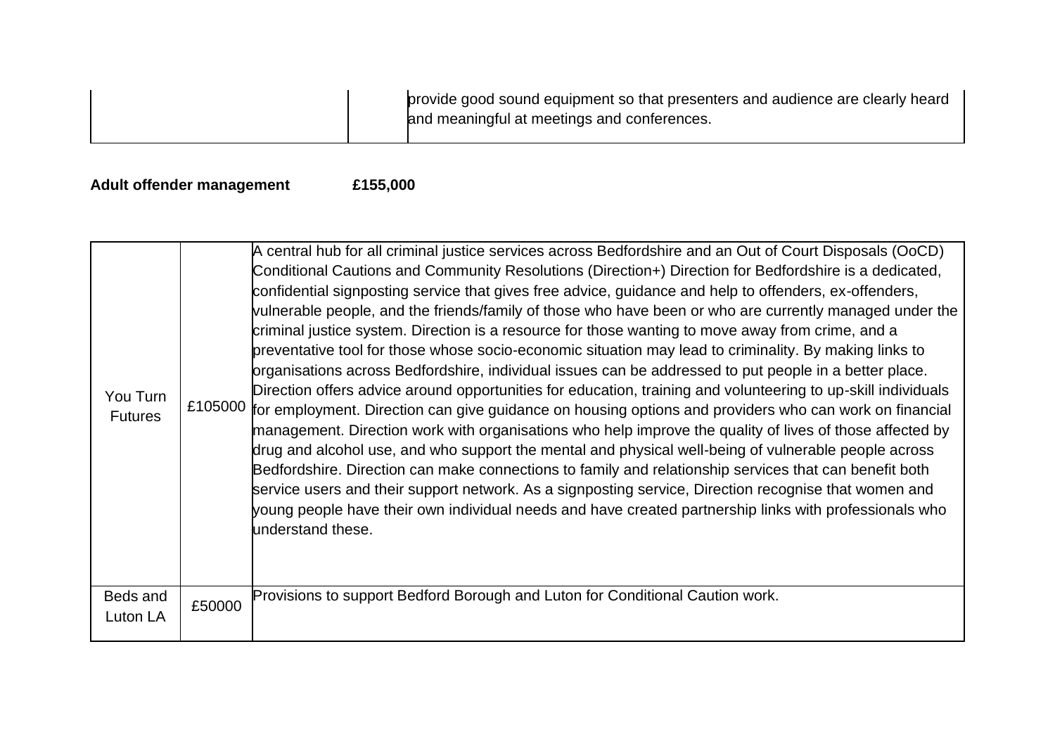| | | provide good sound equipment so that presenters and audience are clearly heard and meaningful at meetings and conferences. |
|---|---|---|

**Adult offender management £155,000**

| You Turn Futures | £105000 | A central hub for all criminal justice services across Bedfordshire and an Out of Court Disposals (OoCD) Conditional Cautions and Community Resolutions (Direction+) Direction for Bedfordshire is a dedicated, confidential signposting service that gives free advice, guidance and help to offenders, ex-offenders, vulnerable people, and the friends/family of those who have been or who are currently managed under the criminal justice system. Direction is a resource for those wanting to move away from crime, and a preventative tool for those whose socio-economic situation may lead to criminality. By making links to organisations across Bedfordshire, individual issues can be addressed to put people in a better place. Direction offers advice around opportunities for education, training and volunteering to up-skill individuals for employment. Direction can give guidance on housing options and providers who can work on financial management. Direction work with organisations who help improve the quality of lives of those affected by drug and alcohol use, and who support the mental and physical well-being of vulnerable people across Bedfordshire. Direction can make connections to family and relationship services that can benefit both service users and their support network. As a signposting service, Direction recognise that women and young people have their own individual needs and have created partnership links with professionals who understand these. |
|---|---|---|
| Beds and Luton LA | £50000 | Provisions to support Bedford Borough and Luton for Conditional Caution work. |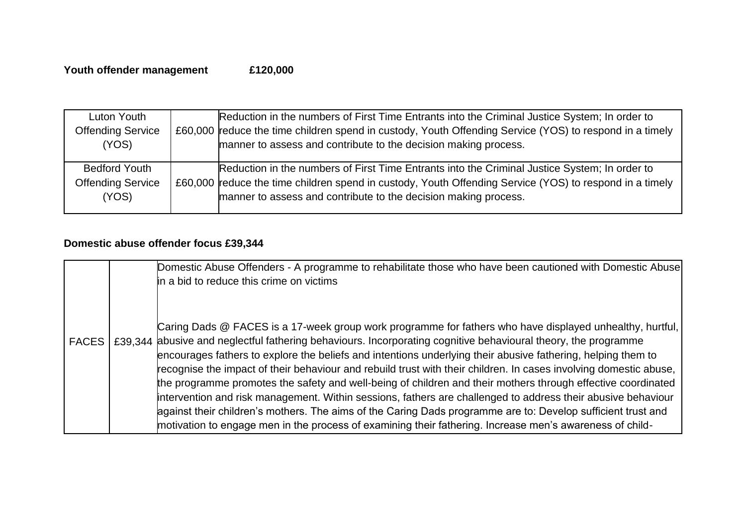**Youth offender management £120,000**

| | | |
|---|---|---|
| Luton Youth Offending Service (YOS) | £60,000 | Reduction in the numbers of First Time Entrants into the Criminal Justice System; In order to reduce the time children spend in custody, Youth Offending Service (YOS) to respond in a timely manner to assess and contribute to the decision making process. |
| Bedford Youth Offending Service (YOS) | £60,000 | Reduction in the numbers of First Time Entrants into the Criminal Justice System; In order to reduce the time children spend in custody, Youth Offending Service (YOS) to respond in a timely manner to assess and contribute to the decision making process. |

**Domestic abuse offender focus £39,344**

| | | |
|---|---|---|
| FACES | £39,344 | Domestic Abuse Offenders - A programme to rehabilitate those who have been cautioned with Domestic Abuse in a bid to reduce this crime on victims<br><br>Caring Dads @ FACES is a 17-week group work programme for fathers who have displayed unhealthy, hurtful, abusive and neglectful fathering behaviours. Incorporating cognitive behavioural theory, the programme encourages fathers to explore the beliefs and intentions underlying their abusive fathering, helping them to recognise the impact of their behaviour and rebuild trust with their children. In cases involving domestic abuse, the programme promotes the safety and well-being of children and their mothers through effective coordinated intervention and risk management. Within sessions, fathers are challenged to address their abusive behaviour against their children's mothers. The aims of the Caring Dads programme are to: Develop sufficient trust and motivation to engage men in the process of examining their fathering. Increase men's awareness of child- |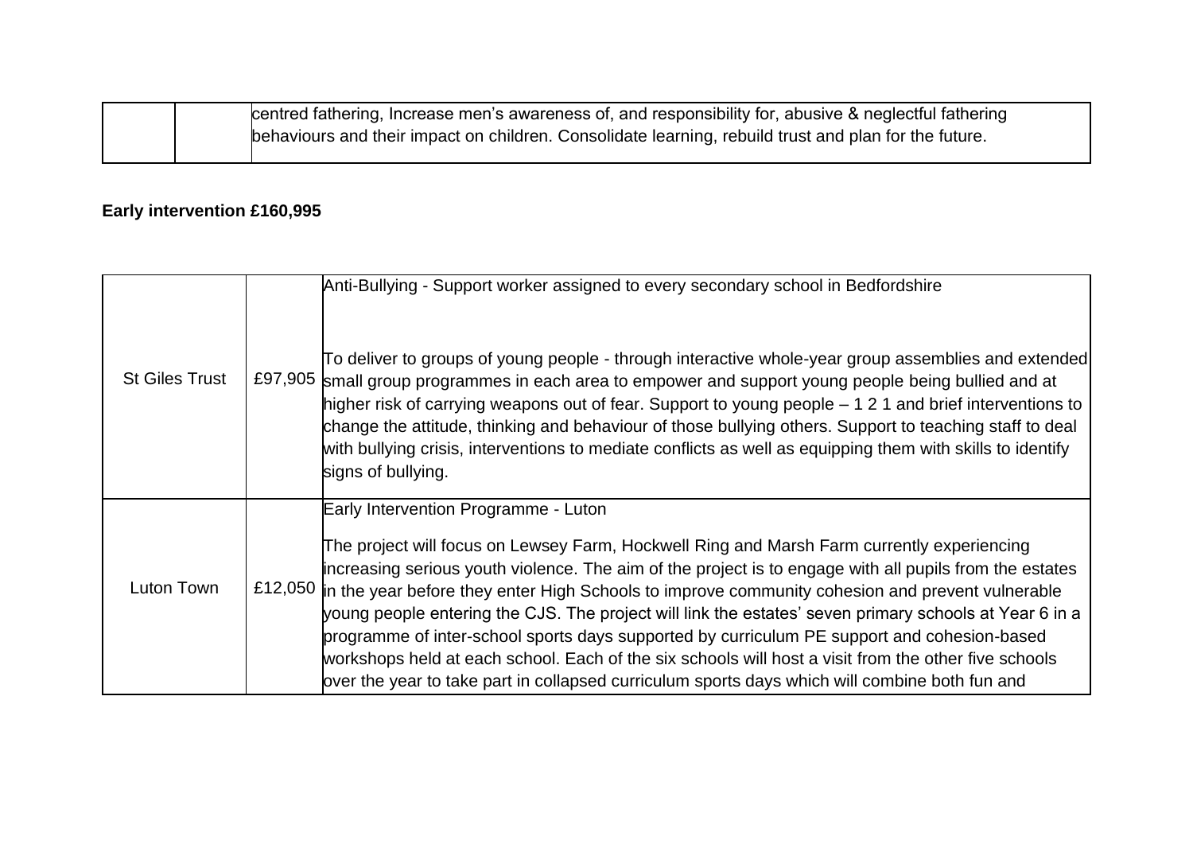| | | centred fathering, Increase men's awareness of, and responsibility for, abusive & neglectful fathering behaviours and their impact on children. Consolidate learning, rebuild trust and plan for the future. |
|---|---|---|

**Early intervention £160,995**

| | | |
|---|---|---|
| St Giles Trust | £97,905 | Anti-Bullying - Support worker assigned to every secondary school in Bedfordshire<br><br>To deliver to groups of young people - through interactive whole-year group assemblies and extended small group programmes in each area to empower and support young people being bullied and at higher risk of carrying weapons out of fear. Support to young people – 1 2 1 and brief interventions to change the attitude, thinking and behaviour of those bullying others. Support to teaching staff to deal with bullying crisis, interventions to mediate conflicts as well as equipping them with skills to identify signs of bullying. |
| Luton Town | £12,050 | Early Intervention Programme - Luton<br><br>The project will focus on Lewsey Farm, Hockwell Ring and Marsh Farm currently experiencing increasing serious youth violence. The aim of the project is to engage with all pupils from the estates in the year before they enter High Schools to improve community cohesion and prevent vulnerable young people entering the CJS. The project will link the estates' seven primary schools at Year 6 in a programme of inter-school sports days supported by curriculum PE support and cohesion-based workshops held at each school. Each of the six schools will host a visit from the other five schools over the year to take part in collapsed curriculum sports days which will combine both fun and |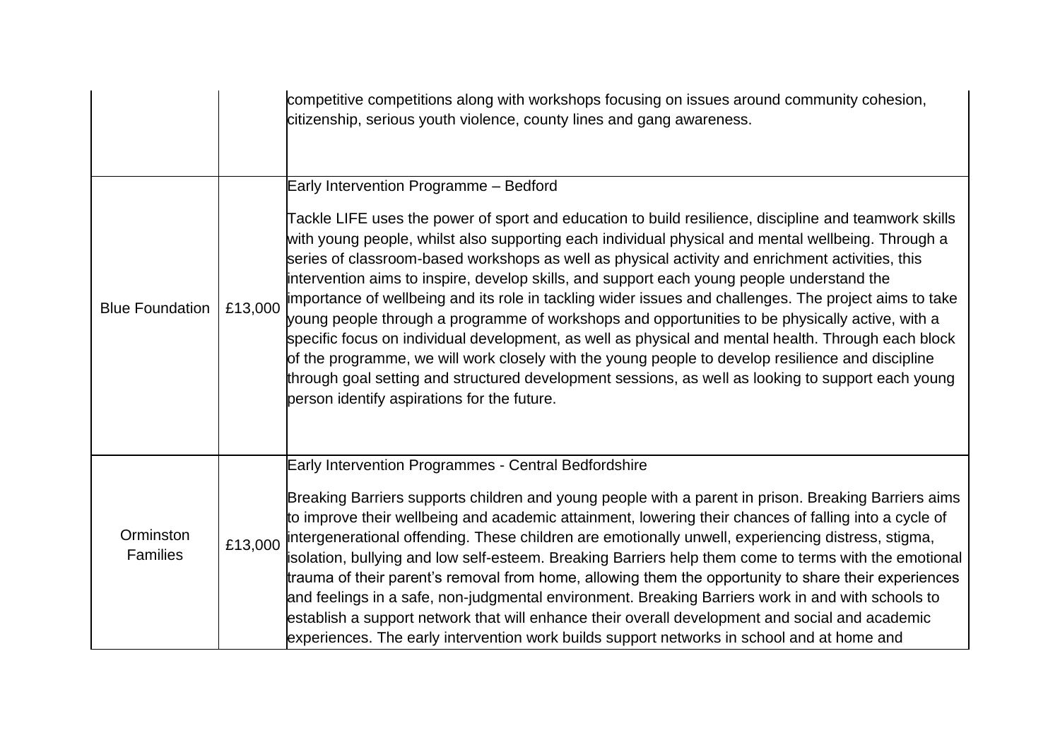| | | |
|---|---|---|
| | | competitive competitions along with workshops focusing on issues around community cohesion, citizenship, serious youth violence, county lines and gang awareness. |
| Blue Foundation | £13,000 | Early Intervention Programme – Bedford<br><br>Tackle LIFE uses the power of sport and education to build resilience, discipline and teamwork skills with young people, whilst also supporting each individual physical and mental wellbeing. Through a series of classroom-based workshops as well as physical activity and enrichment activities, this intervention aims to inspire, develop skills, and support each young people understand the importance of wellbeing and its role in tackling wider issues and challenges. The project aims to take young people through a programme of workshops and opportunities to be physically active, with a specific focus on individual development, as well as physical and mental health. Through each block of the programme, we will work closely with the young people to develop resilience and discipline through goal setting and structured development sessions, as well as looking to support each young person identify aspirations for the future. |
| Orminston Families | £13,000 | Early Intervention Programmes - Central Bedfordshire<br><br>Breaking Barriers supports children and young people with a parent in prison. Breaking Barriers aims to improve their wellbeing and academic attainment, lowering their chances of falling into a cycle of intergenerational offending. These children are emotionally unwell, experiencing distress, stigma, isolation, bullying and low self-esteem. Breaking Barriers help them come to terms with the emotional trauma of their parent's removal from home, allowing them the opportunity to share their experiences and feelings in a safe, non-judgmental environment. Breaking Barriers work in and with schools to establish a support network that will enhance their overall development and social and academic experiences. The early intervention work builds support networks in school and at home and |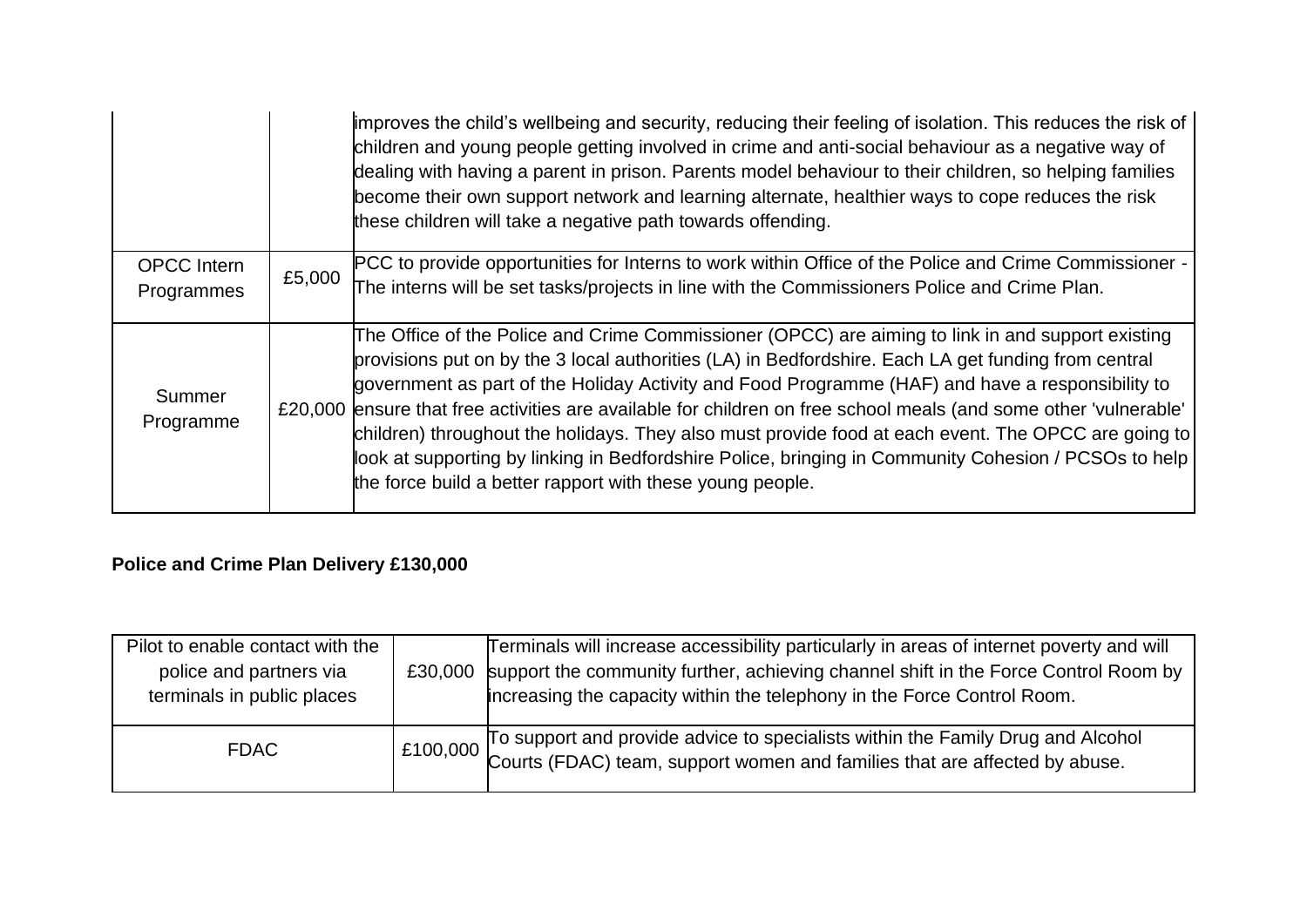| | | |
|---|---|---|
| | | improves the child's wellbeing and security, reducing their feeling of isolation. This reduces the risk of children and young people getting involved in crime and anti-social behaviour as a negative way of dealing with having a parent in prison. Parents model behaviour to their children, so helping families become their own support network and learning alternate, healthier ways to cope reduces the risk these children will take a negative path towards offending. |
| OPCC Intern Programmes | £5,000 | PCC to provide opportunities for Interns to work within Office of the Police and Crime Commissioner - The interns will be set tasks/projects in line with the Commissioners Police and Crime Plan. |
| Summer Programme | £20,000 | The Office of the Police and Crime Commissioner (OPCC) are aiming to link in and support existing provisions put on by the 3 local authorities (LA) in Bedfordshire. Each LA get funding from central government as part of the Holiday Activity and Food Programme (HAF) and have a responsibility to ensure that free activities are available for children on free school meals (and some other 'vulnerable' children) throughout the holidays. They also must provide food at each event. The OPCC are going to look at supporting by linking in Bedfordshire Police, bringing in Community Cohesion / PCSOs to help the force build a better rapport with these young people. |

**Police and Crime Plan Delivery £130,000**

| | | |
|---|---|---|
| Pilot to enable contact with the police and partners via terminals in public places | £30,000 | Terminals will increase accessibility particularly in areas of internet poverty and will support the community further, achieving channel shift in the Force Control Room by increasing the capacity within the telephony in the Force Control Room. |
| FDAC | £100,000 | To support and provide advice to specialists within the Family Drug and Alcohol Courts (FDAC) team, support women and families that are affected by abuse. |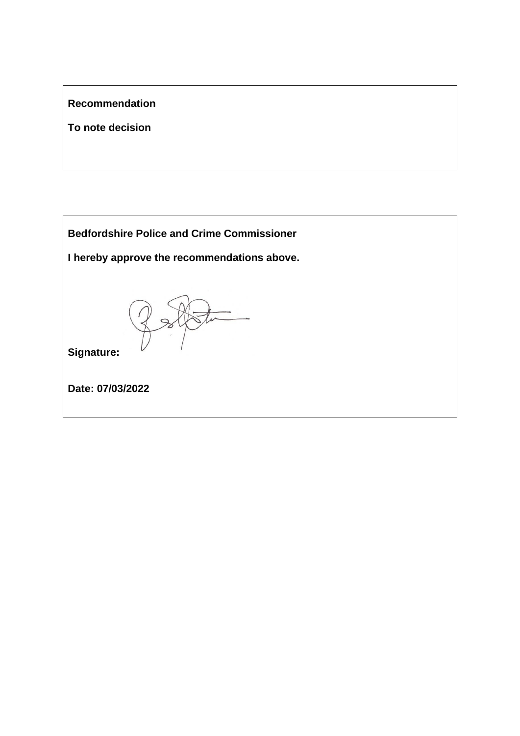**Recommendation**

**To note decision**

**Bedfordshire Police and Crime Commissioner**

**I hereby approve the recommendations above.**

**Signature:**

**Date: 07/03/2022**